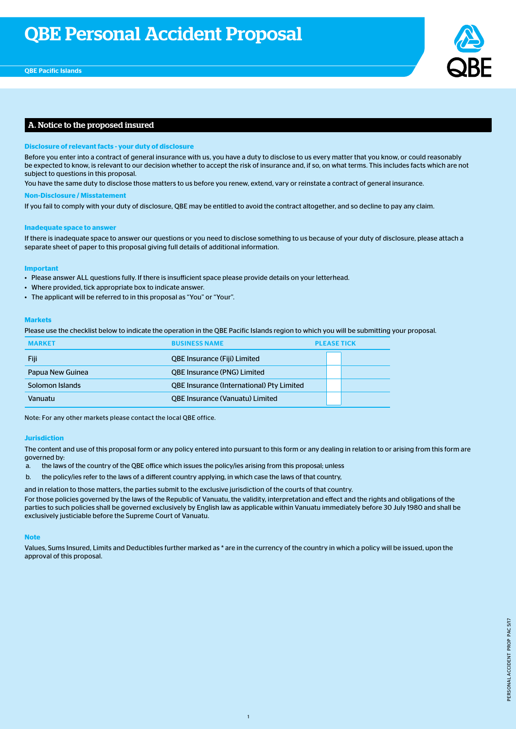# QBE Personal Accident Proposal

QBE Pacific Islands

## A. Notice to the proposed insured

### Disclosure of relevant facts - your duty of disclosure

Before you enter into a contract of general insurance with us, you have a duty to disclose to us every matter that you know, or could reasonably be expected to know, is relevant to our decision whether to accept the risk of insurance and, if so, on what terms. This includes facts which are not subject to questions in this proposal.

You have the same duty to disclose those matters to us before you renew, extend, vary or reinstate a contract of general insurance.

### Non-Disclosure / Misstatement

If you fail to comply with your duty of disclosure, QBE may be entitled to avoid the contract altogether, and so decline to pay any claim.

### Inadequate space to answer

If there is inadequate space to answer our questions or you need to disclose something to us because of your duty of disclosure, please attach a separate sheet of paper to this proposal giving full details of additional information.

### Important

- Please answer ALL questions fully. If there is insufficient space please provide details on your letterhead.
- Where provided, tick appropriate box to indicate answer.
- The applicant will be referred to in this proposal as "You" or "Your".

### Markets

Please use the checklist below to indicate the operation in the QBE Pacific Islands region to which you will be submitting your proposal.

| MARKET | BUSINESS NAME | PLEASE TICK |
|---|---|---|
| Fiji | QBE Insurance (Fiji) Limited | ☐ |
| Papua New Guinea | QBE Insurance (PNG) Limited | ☐ |
| Solomon Islands | QBE Insurance (International) Pty Limited | ☐ |
| Vanuatu | QBE Insurance (Vanuatu) Limited | ☐ |

Note: For any other markets please contact the local QBE office.

### Jurisdiction

The content and use of this proposal form or any policy entered into pursuant to this form or any dealing in relation to or arising from this form are governed by:

a. the laws of the country of the QBE office which issues the policy/ies arising from this proposal; unless

b. the policy/ies refer to the laws of a different country applying, in which case the laws of that country,

and in relation to those matters, the parties submit to the exclusive jurisdiction of the courts of that country.

For those policies governed by the laws of the Republic of Vanuatu, the validity, interpretation and effect and the rights and obligations of the parties to such policies shall be governed exclusively by English law as applicable within Vanuatu immediately before 30 July 1980 and shall be exclusively justiciable before the Supreme Court of Vanuatu.

### Note

Values, Sums Insured, Limits and Deductibles further marked as * are in the currency of the country in which a policy will be issued, upon the approval of this proposal.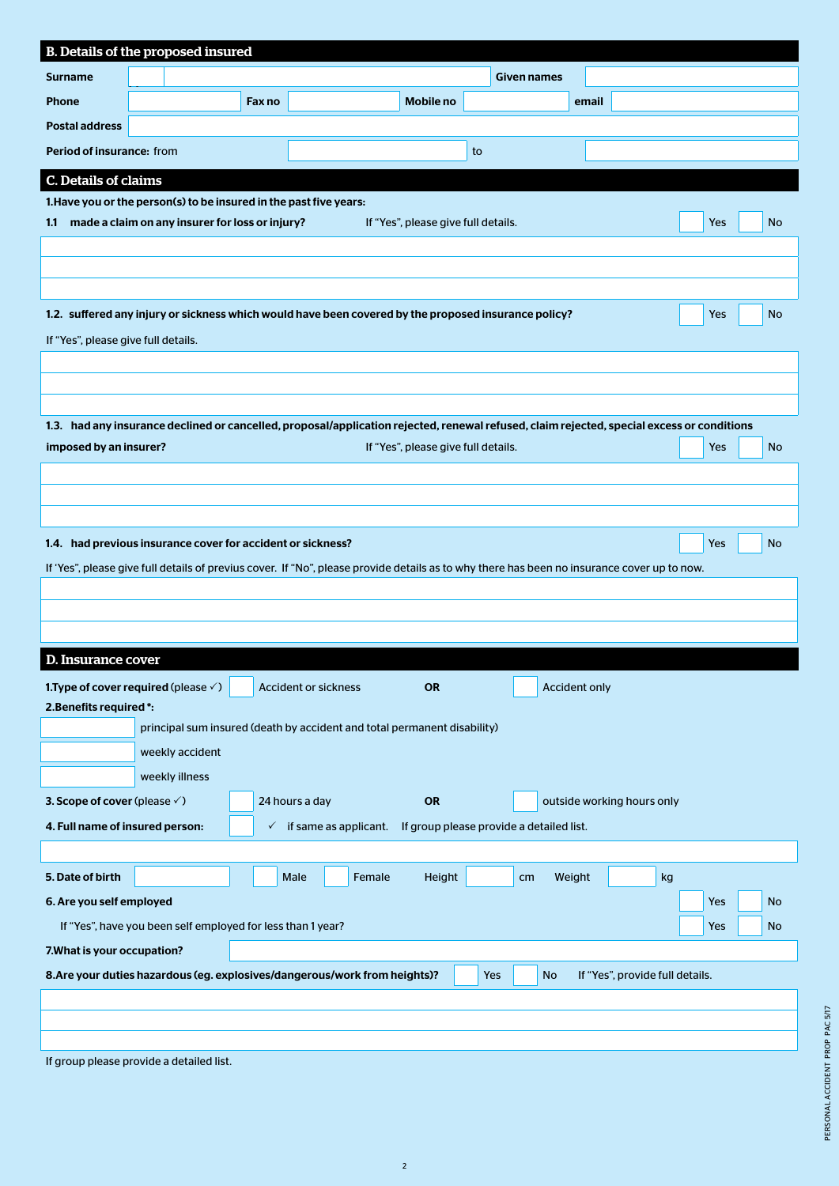## B. Details of the proposed insured

**Surname** ______ **Given names** ______

**Phone** ______ **Fax no** ______ **Mobile no** ______ **email** ______

**Postal address** ______

**Period of insurance:** from ______ to ______

## C. Details of claims

**1.Have you or the person(s) to be insured in the past five years:**

**1.1 made a claim on any insurer for loss or injury?** If "Yes", please give full details. ☐ Yes ☐ No

______

______

______

**1.2. suffered any injury or sickness which would have been covered by the proposed insurance policy?** ☐ Yes ☐ No

If "Yes", please give full details.

______

______

______

**1.3. had any insurance declined or cancelled, proposal/application rejected, renewal refused, claim rejected, special excess or conditions imposed by an insurer?** If "Yes", please give full details. ☐ Yes ☐ No

______

______

______

**1.4. had previous insurance cover for accident or sickness?** ☐ Yes ☐ No

If 'Yes", please give full details of previus cover. If "No", please provide details as to why there has been no insurance cover up to now.

______

______

______

## D. Insurance cover

**1.Type of cover required** (please ✓) ☐ Accident or sickness **OR** ☐ Accident only

**2.Benefits required \*:**

______ principal sum insured (death by accident and total permanent disability)

______ weekly accident

______ weekly illness

**3. Scope of cover** (please ✓) ☐ 24 hours a day **OR** ☐ outside working hours only

**4. Full name of insured person:** ☐ ✓ if same as applicant. If group please provide a detailed list.

______

**5. Date of birth** ______ ☐ Male ☐ Female Height ______ cm Weight ______ kg

**6. Are you self employed** ☐ Yes ☐ No

If "Yes", have you been self employed for less than 1 year? ☐ Yes ☐ No

**7.What is your occupation?** ______

**8.Are your duties hazardous (eg. explosives/dangerous/work from heights)?** ☐ Yes ☐ No If "Yes", provide full details.

______

______

______

If group please provide a detailed list.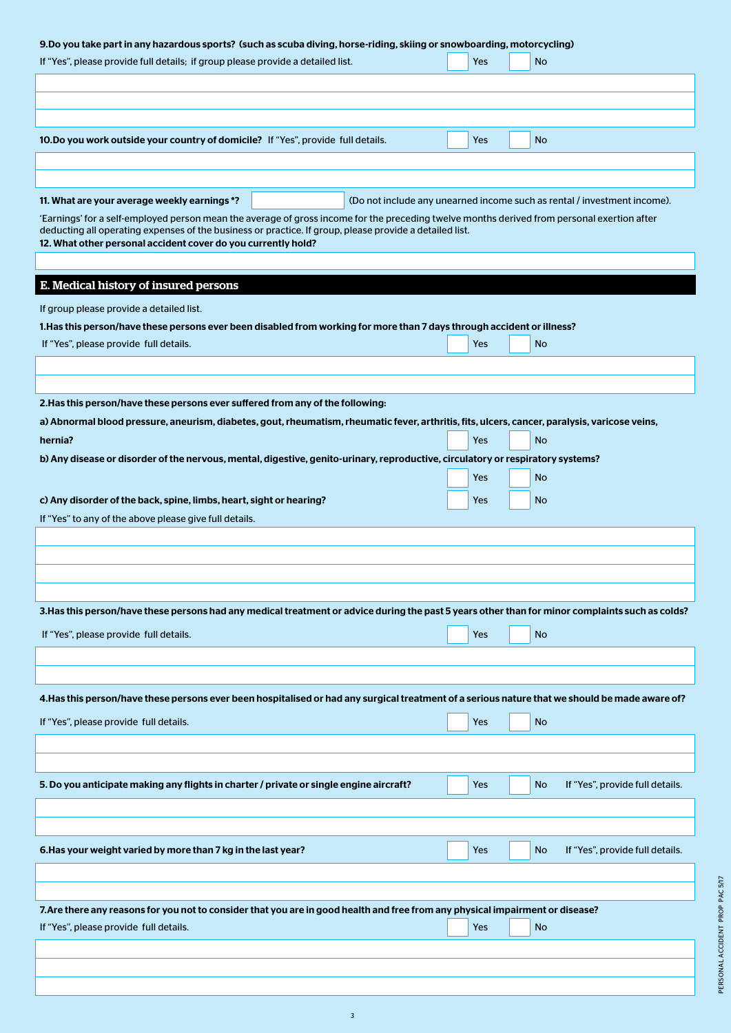**9. Do you take part in any hazardous sports? (such as scuba diving, horse-riding, skiing or snowboarding, motorcycling)**

If "Yes", please provide full details; if group please provide a detailed list. ☐ Yes ☐ No

**10. Do you work outside your country of domicile?** If "Yes", provide full details. ☐ Yes ☐ No

**11. What are your average weekly earnings *?** ____________ (Do not include any unearned income such as rental / investment income).

'Earnings' for a self-employed person mean the average of gross income for the preceding twelve months derived from personal exertion after deducting all operating expenses of the business or practice. If group, please provide a detailed list.

**12. What other personal accident cover do you currently hold?**

## E. Medical history of insured persons

If group please provide a detailed list.

**1. Has this person/have these persons ever been disabled from working for more than 7 days through accident or illness?**

If "Yes", please provide full details. ☐ Yes ☐ No

**2. Has this person/have these persons ever suffered from any of the following:**

**a) Abnormal blood pressure, aneurism, diabetes, gout, rheumatism, rheumatic fever, arthritis, fits, ulcers, cancer, paralysis, varicose veins, hernia?** ☐ Yes ☐ No

**b) Any disease or disorder of the nervous, mental, digestive, genito-urinary, reproductive, circulatory or respiratory systems?** ☐ Yes ☐ No

**c) Any disorder of the back, spine, limbs, heart, sight or hearing?** ☐ Yes ☐ No

If "Yes" to any of the above please give full details.

**3. Has this person/have these persons had any medical treatment or advice during the past 5 years other than for minor complaints such as colds?**

If "Yes", please provide full details. ☐ Yes ☐ No

**4. Has this person/have these persons ever been hospitalised or had any surgical treatment of a serious nature that we should be made aware of?**

If "Yes", please provide full details. ☐ Yes ☐ No

**5. Do you anticipate making any flights in charter / private or single engine aircraft?** ☐ Yes ☐ No If "Yes", provide full details.

**6. Has your weight varied by more than 7 kg in the last year?** ☐ Yes ☐ No If "Yes", provide full details.

**7. Are there any reasons for you not to consider that you are in good health and free from any physical impairment or disease?**

If "Yes", please provide full details. ☐ Yes ☐ No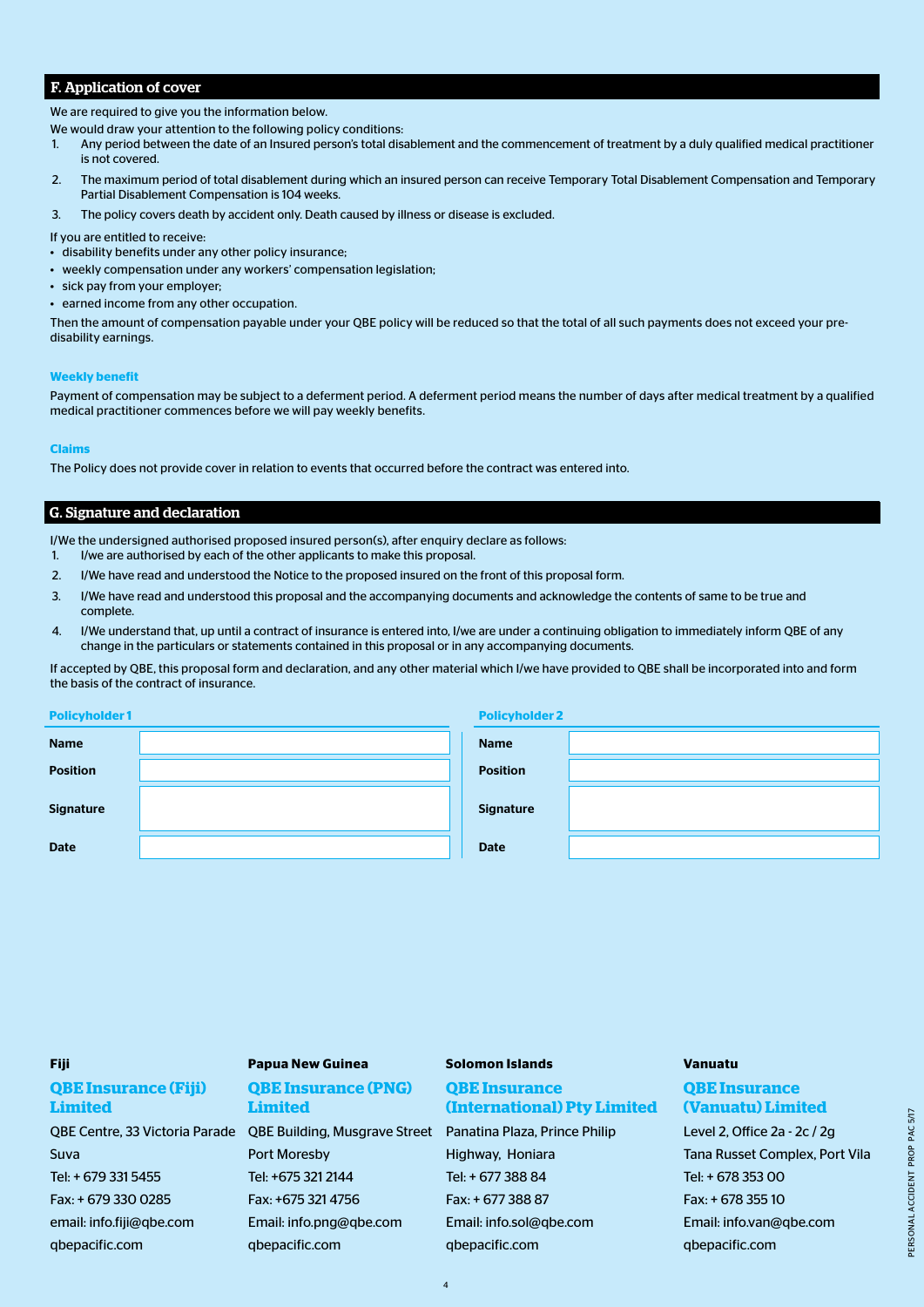## F. Application of cover

We are required to give you the information below.

We would draw your attention to the following policy conditions:

1. Any period between the date of an Insured person's total disablement and the commencement of treatment by a duly qualified medical practitioner is not covered.
2. The maximum period of total disablement during which an insured person can receive Temporary Total Disablement Compensation and Temporary Partial Disablement Compensation is 104 weeks.
3. The policy covers death by accident only. Death caused by illness or disease is excluded.

If you are entitled to receive:

- disability benefits under any other policy insurance;
- weekly compensation under any workers' compensation legislation;
- sick pay from your employer;
- earned income from any other occupation.

Then the amount of compensation payable under your QBE policy will be reduced so that the total of all such payments does not exceed your pre-disability earnings.

### Weekly benefit

Payment of compensation may be subject to a deferment period. A deferment period means the number of days after medical treatment by a qualified medical practitioner commences before we will pay weekly benefits.

### Claims

The Policy does not provide cover in relation to events that occurred before the contract was entered into.

## G. Signature and declaration

I/We the undersigned authorised proposed insured person(s), after enquiry declare as follows:

1. I/we are authorised by each of the other applicants to make this proposal.
2. I/We have read and understood the Notice to the proposed insured on the front of this proposal form.
3. I/We have read and understood this proposal and the accompanying documents and acknowledge the contents of same to be true and complete.
4. I/We understand that, up until a contract of insurance is entered into, I/we are under a continuing obligation to immediately inform QBE of any change in the particulars or statements contained in this proposal or in any accompanying documents.

If accepted by QBE, this proposal form and declaration, and any other material which I/we have provided to QBE shall be incorporated into and form the basis of the contract of insurance.

| Policyholder 1 | | Policyholder 2 | |
|---|---|---|---|
| **Name** | | **Name** | |
| **Position** | | **Position** | |
| **Signature** | | **Signature** | |
| **Date** | | **Date** | |

**Fiji**

**QBE Insurance (Fiji) Limited**

QBE Centre, 33 Victoria Parade
Suva
Tel: + 679 331 5455
Fax: + 679 330 0285
email: info.fiji@qbe.com
qbepacific.com

**Papua New Guinea**

**QBE Insurance (PNG) Limited**

QBE Building, Musgrave Street
Port Moresby
Tel: +675 321 2144
Fax: +675 321 4756
Email: info.png@qbe.com
qbepacific.com

**Solomon Islands**

**QBE Insurance (International) Pty Limited**

Panatina Plaza, Prince Philip Highway, Honiara
Tel: + 677 388 84
Fax: + 677 388 87
Email: info.sol@qbe.com
qbepacific.com

**Vanuatu**

**QBE Insurance (Vanuatu) Limited**

Level 2, Office 2a - 2c / 2g
Tana Russet Complex, Port Vila
Tel: + 678 353 00
Fax: + 678 355 10
Email: info.van@qbe.com
qbepacific.com

PERSONAL ACCIDENT PROP PAC 5/17